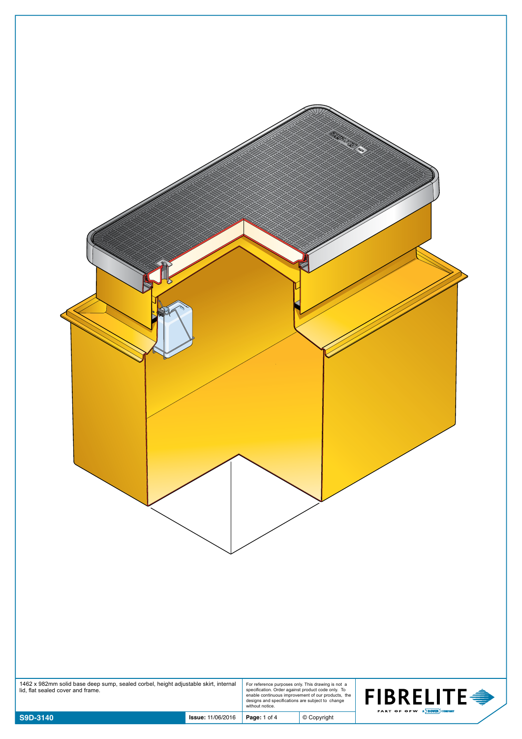1462 x 982mm solid base deep sump, sealed corbel, height adjustable skirt, internal lid, flat sealed cover and frame.

For reference purposes only. This drawing is not a specification. Order against product code only. To enable continuous improvement of our products, the designs and specifications are subject to change without notice.

FIBRELITE

PART OF OPW A DOVER COMPANY

| S9D-3140 | Issue: 11/06/2016 | © Copyright |
| --- | --- | --- |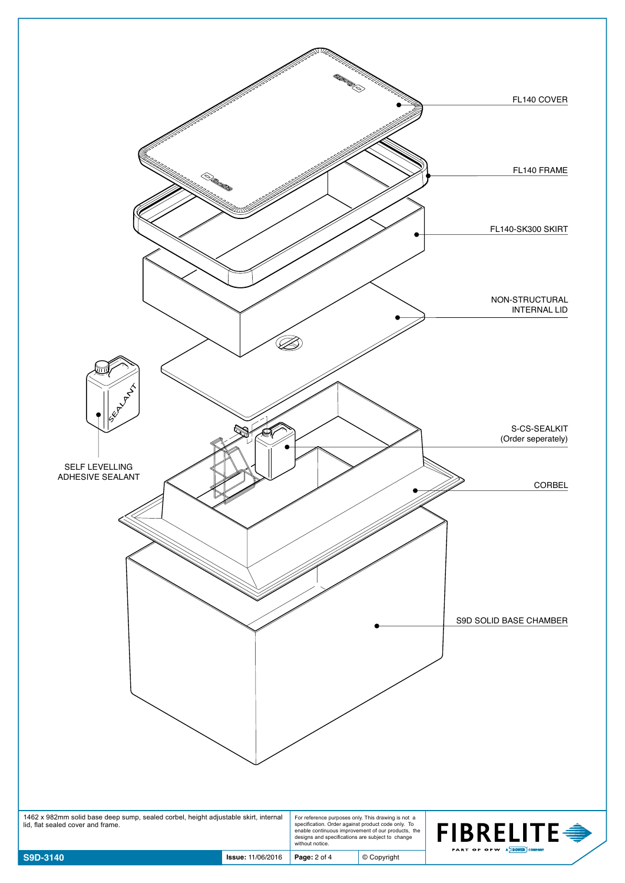FL140 COVER

FL140 FRAME

FL140-SK300 SKIRT

NON-STRUCTURAL INTERNAL LID

S-CS-SEALKIT (Order seperately)

CORBEL

S9D SOLID BASE CHAMBER

SELF LEVELLING ADHESIVE SEALANT

SEALANT

1462 x 982mm solid base deep sump, sealed corbel, height adjustable skirt, internal lid, flat sealed cover and frame.

For reference purposes only. This drawing is not a specification. Order against product code only. To enable continuous improvement of our products, the designs and specifications are subject to change without notice.

| S9D-3140 | **Issue:** 11/06/2016 | **Page:** 2 of 4 | © Copyright |
|---|---|---|---|

FIBRELITE PART OF OPW A DOVER COMPANY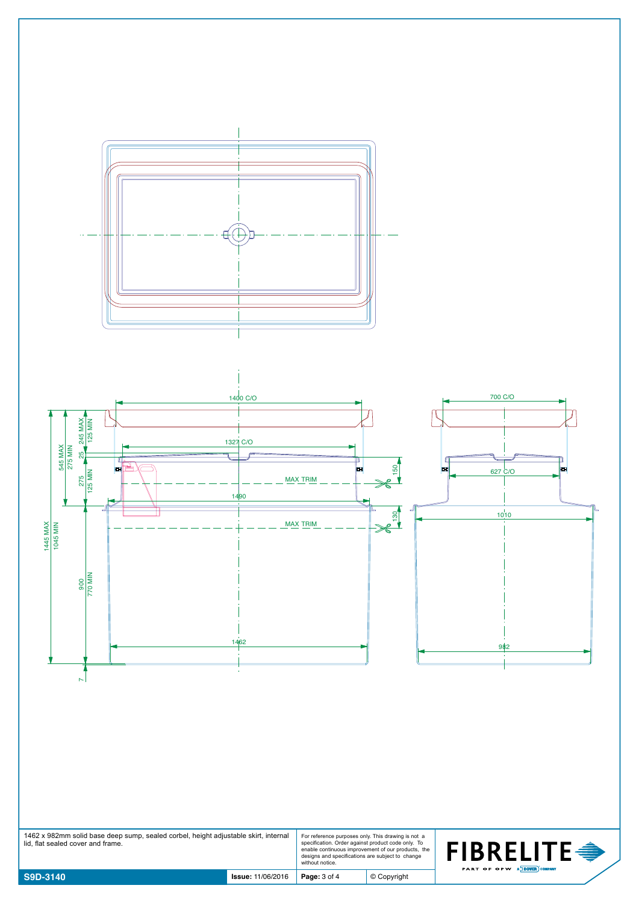1400 C/O

1327 C/O

1490

MAX TRIM

MAX TRIM

1462

700 C/O

627 C/O

1010

982

545 MAX
275 MIN

245 MAX
125 MIN

25

275
125 MIN

150

130

1445 MAX
1045 MIN

900
770 MIN

7

| | | | |
|---|---|---|---|
| 1462 x 982mm solid base deep sump, sealed corbel, height adjustable skirt, internal lid, flat sealed cover and frame. | | For reference purposes only. This drawing is not a specification. Order against product code only. To enable continuous improvement of our products, the designs and specifications are subject to change without notice. | |
| **S9D-3140** | **Issue:** 11/06/2016 | **Page:** 3 of 4 | © Copyright |

**FIBRELITE**
PART OF OPW A DOVER COMPANY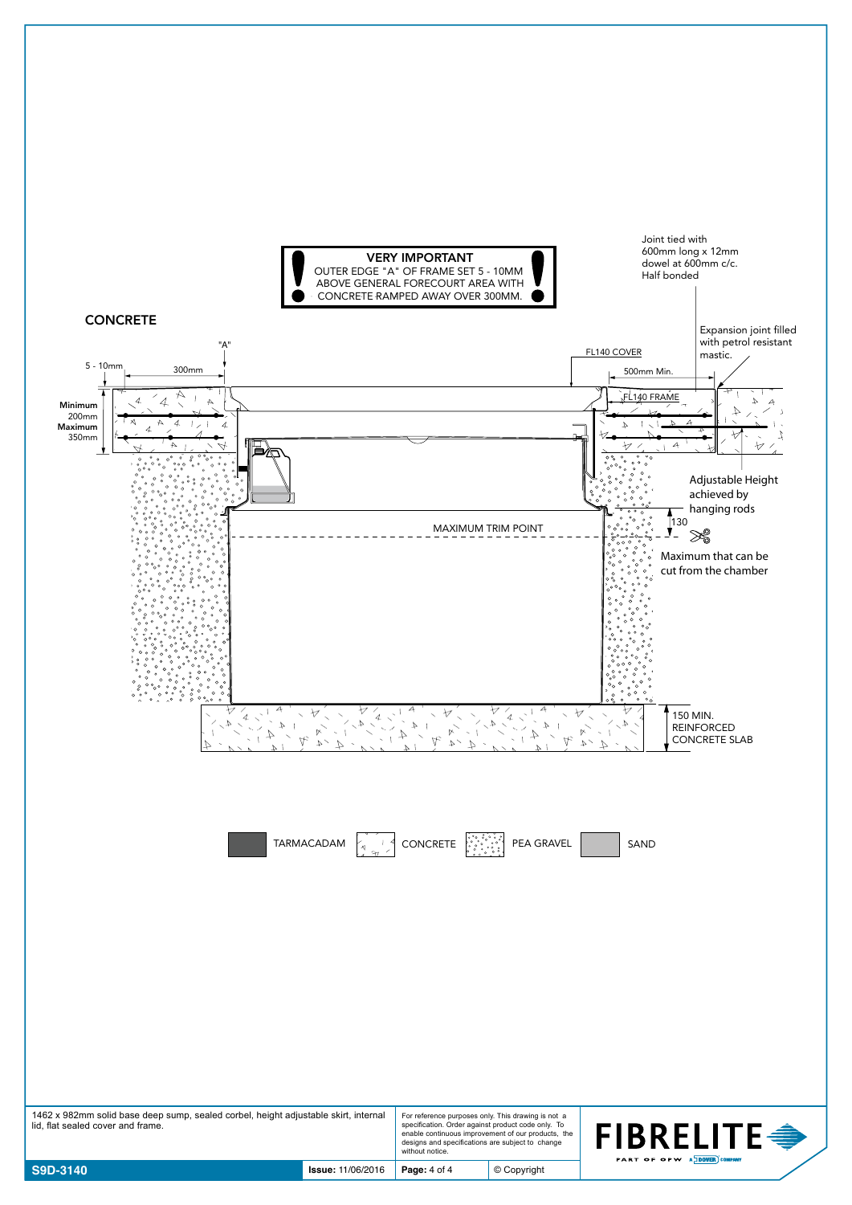**VERY IMPORTANT**
OUTER EDGE "A" OF FRAME SET 5 - 10MM ABOVE GENERAL FORECOURT AREA WITH CONCRETE RAMPED AWAY OVER 300MM.

## CONCRETE

Joint tied with 600mm long x 12mm dowel at 600mm c/c. Half bonded

Expansion joint filled with petrol resistant mastic.

"A"

5 - 10mm

300mm

FL140 COVER

500mm Min.

FL140 FRAME

**Minimum** 200mm
**Maximum** 350mm

Adjustable Height achieved by hanging rods

130

MAXIMUM TRIM POINT

Maximum that can be cut from the chamber

150 MIN. REINFORCED CONCRETE SLAB

TARMACADAM | CONCRETE | PEA GRAVEL | SAND

1462 x 982mm solid base deep sump, sealed corbel, height adjustable skirt, internal lid, flat sealed cover and frame.

For reference purposes only. This drawing is not a specification. Order against product code only. To enable continuous improvement of our products, the designs and specifications are subject to change without notice.

FIBRELITE — PART OF OPW, A DOVER COMPANY

**S9D-3140** | **Issue:** 11/06/2016 | © Copyright